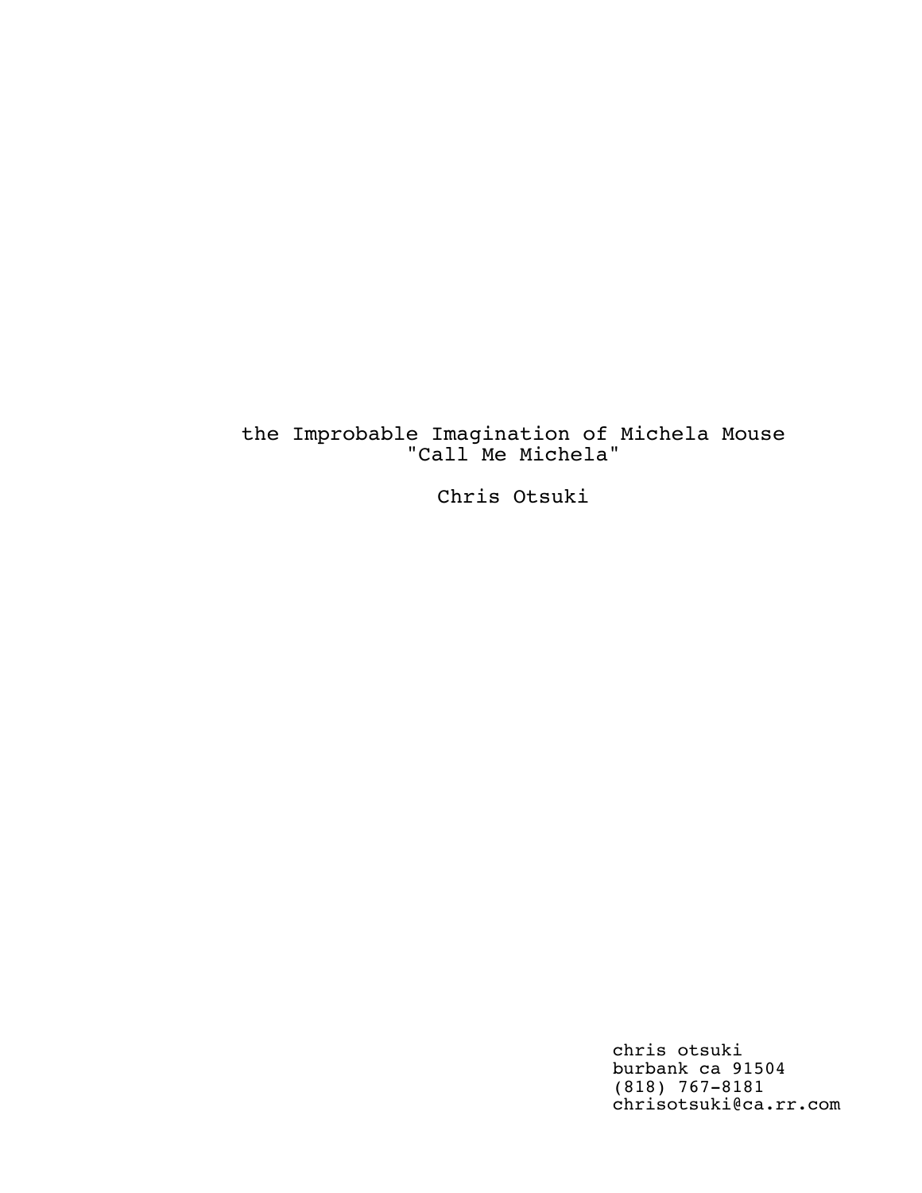# the Improbable Imagination of Michela Mouse

## "Call Me Michela"

Chris Otsuki

chris otsuki
burbank ca 91504
(818) 767-8181
chrisotsuki@ca.rr.com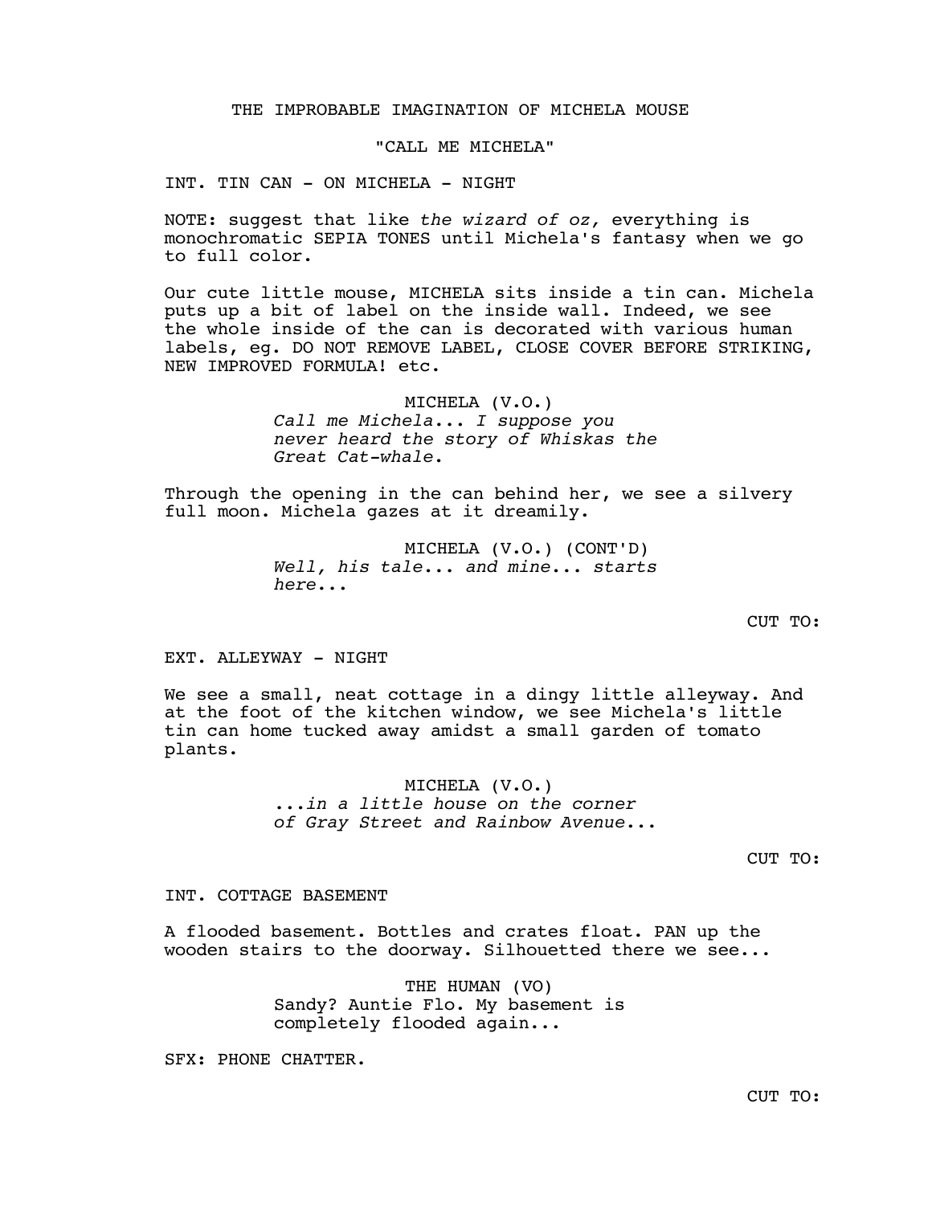THE IMPROBABLE IMAGINATION OF MICHELA MOUSE

"CALL ME MICHELA"

INT. TIN CAN - ON MICHELA - NIGHT

NOTE: suggest that like *the wizard of oz,* everything is monochromatic SEPIA TONES until Michela's fantasy when we go to full color.

Our cute little mouse, MICHELA sits inside a tin can. Michela puts up a bit of label on the inside wall. Indeed, we see the whole inside of the can is decorated with various human labels, eg. DO NOT REMOVE LABEL, CLOSE COVER BEFORE STRIKING, NEW IMPROVED FORMULA! etc.

MICHELA (V.O.)
*Call me Michela... I suppose you never heard the story of Whiskas the Great Cat-whale.*

Through the opening in the can behind her, we see a silvery full moon. Michela gazes at it dreamily.

MICHELA (V.O.) (CONT'D)
*Well, his tale... and mine... starts here...*

CUT TO:

EXT. ALLEYWAY - NIGHT

We see a small, neat cottage in a dingy little alleyway. And at the foot of the kitchen window, we see Michela's little tin can home tucked away amidst a small garden of tomato plants.

MICHELA (V.O.)
*...in a little house on the corner of Gray Street and Rainbow Avenue...*

CUT TO:

INT. COTTAGE BASEMENT

A flooded basement. Bottles and crates float. PAN up the wooden stairs to the doorway. Silhouetted there we see...

THE HUMAN (VO)
Sandy? Auntie Flo. My basement is completely flooded again...

SFX: PHONE CHATTER.

CUT TO: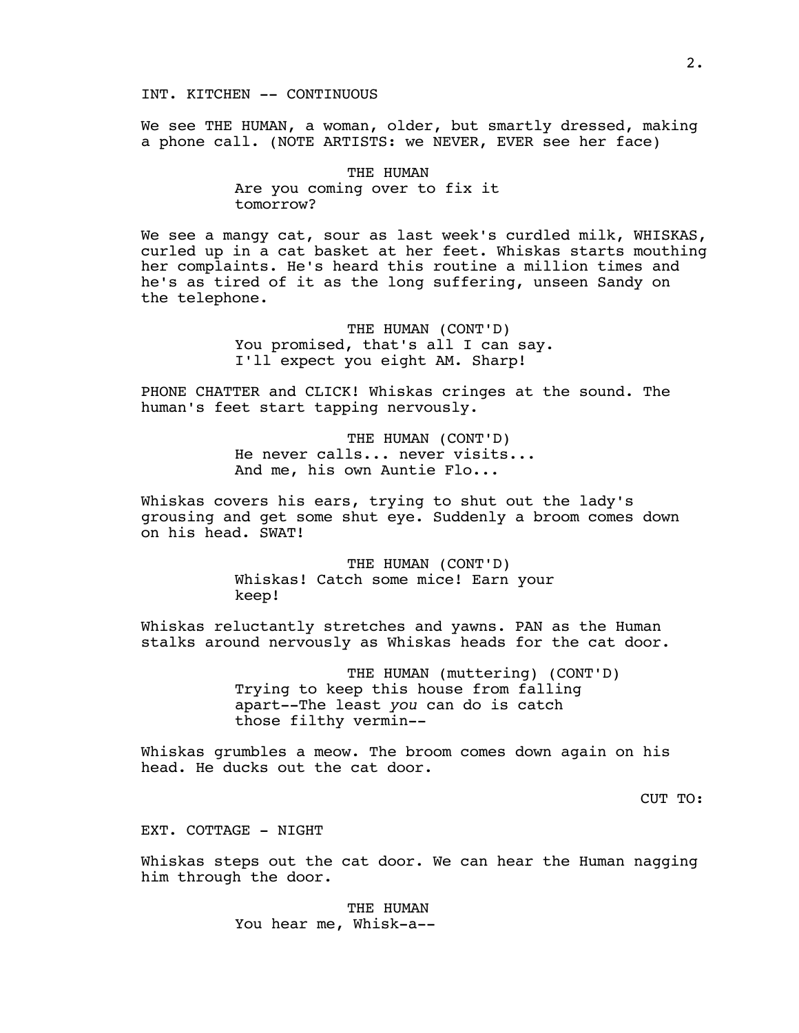INT. KITCHEN -- CONTINUOUS

We see THE HUMAN, a woman, older, but smartly dressed, making a phone call. (NOTE ARTISTS: we NEVER, EVER see her face)

THE HUMAN
Are you coming over to fix it tomorrow?

We see a mangy cat, sour as last week's curdled milk, WHISKAS, curled up in a cat basket at her feet. Whiskas starts mouthing her complaints. He's heard this routine a million times and he's as tired of it as the long suffering, unseen Sandy on the telephone.

THE HUMAN (CONT'D)
You promised, that's all I can say. I'll expect you eight AM. Sharp!

PHONE CHATTER and CLICK! Whiskas cringes at the sound. The human's feet start tapping nervously.

THE HUMAN (CONT'D)
He never calls... never visits... And me, his own Auntie Flo...

Whiskas covers his ears, trying to shut out the lady's grousing and get some shut eye. Suddenly a broom comes down on his head. SWAT!

THE HUMAN (CONT'D)
Whiskas! Catch some mice! Earn your keep!

Whiskas reluctantly stretches and yawns. PAN as the Human stalks around nervously as Whiskas heads for the cat door.

THE HUMAN (muttering) (CONT'D)
Trying to keep this house from falling apart--The least *you* can do is catch those filthy vermin--

Whiskas grumbles a meow. The broom comes down again on his head. He ducks out the cat door.

CUT TO:

EXT. COTTAGE - NIGHT

Whiskas steps out the cat door. We can hear the Human nagging him through the door.

THE HUMAN
You hear me, Whisk-a--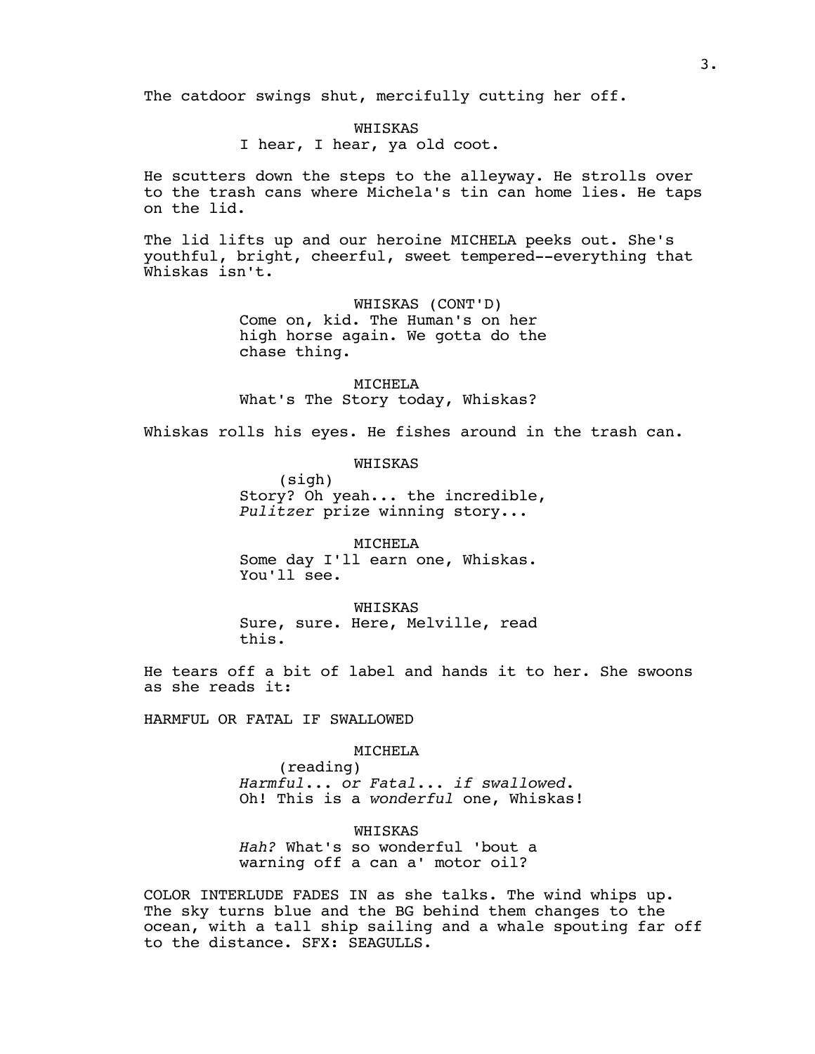The catdoor swings shut, mercifully cutting her off.

WHISKAS

I hear, I hear, ya old coot.

He scutters down the steps to the alleyway. He strolls over to the trash cans where Michela's tin can home lies. He taps on the lid.

The lid lifts up and our heroine MICHELA peeks out. She's youthful, bright, cheerful, sweet tempered--everything that Whiskas isn't.

WHISKAS (CONT'D)

Come on, kid. The Human's on her high horse again. We gotta do the chase thing.

MICHELA

What's The Story today, Whiskas?

Whiskas rolls his eyes. He fishes around in the trash can.

WHISKAS

(sigh)

Story? Oh yeah... the incredible, *Pulitzer* prize winning story...

MICHELA

Some day I'll earn one, Whiskas. You'll see.

WHISKAS

Sure, sure. Here, Melville, read this.

He tears off a bit of label and hands it to her. She swoons as she reads it:

HARMFUL OR FATAL IF SWALLOWED

MICHELA

(reading)

*Harmful*... *or Fatal*... *if swallowed*. Oh! This is a *wonderful* one, Whiskas!

WHISKAS

*Hah?* What's so wonderful 'bout a warning off a can a' motor oil?

COLOR INTERLUDE FADES IN as she talks. The wind whips up. The sky turns blue and the BG behind them changes to the ocean, with a tall ship sailing and a whale spouting far off to the distance. SFX: SEAGULLS.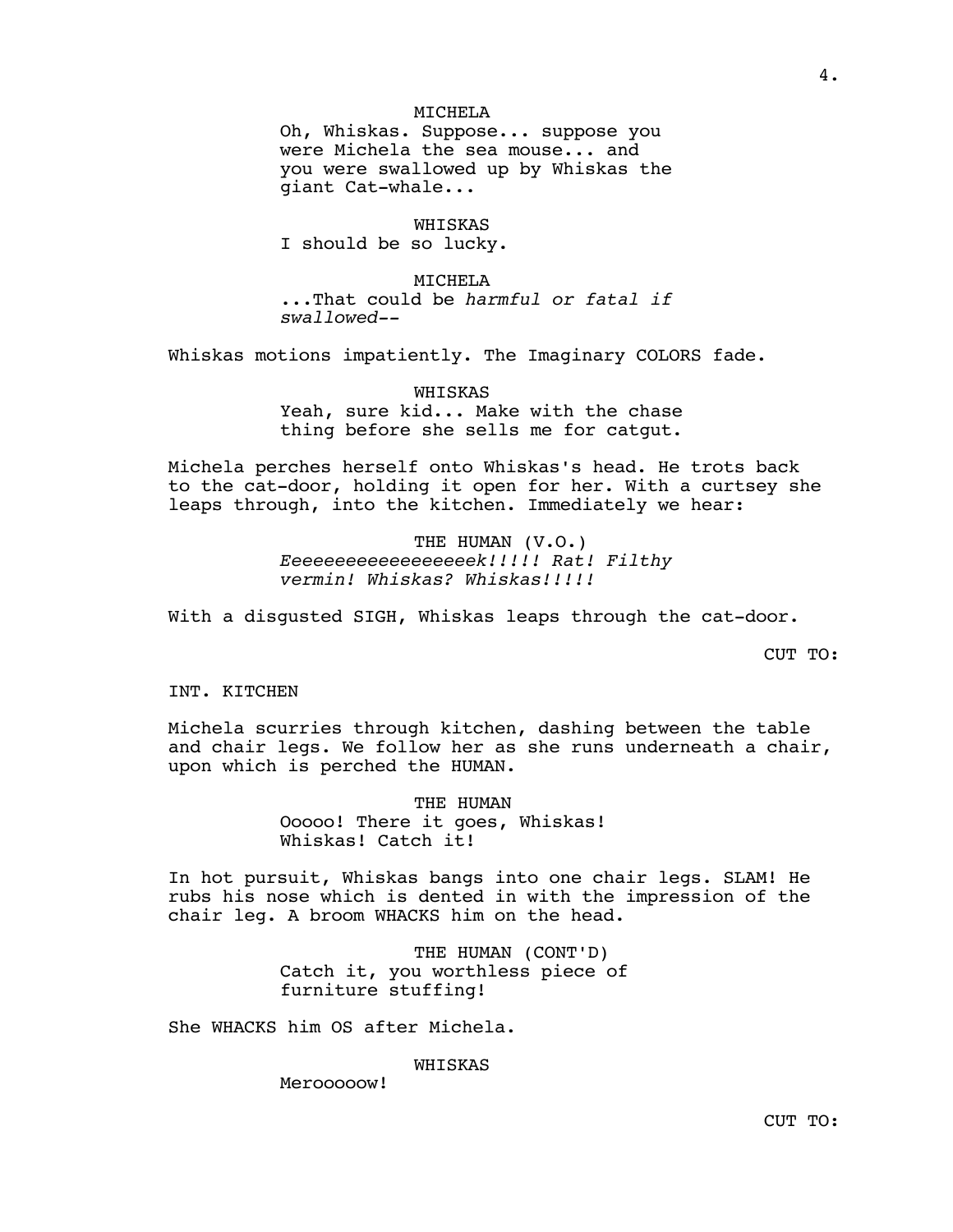MICHELA
Oh, Whiskas. Suppose... suppose you were Michela the sea mouse... and you were swallowed up by Whiskas the giant Cat-whale...

WHISKAS
I should be so lucky.

MICHELA
...That could be *harmful or fatal if swallowed*--

Whiskas motions impatiently. The Imaginary COLORS fade.

WHISKAS
Yeah, sure kid... Make with the chase thing before she sells me for catgut.

Michela perches herself onto Whiskas's head. He trots back to the cat-door, holding it open for her. With a curtsey she leaps through, into the kitchen. Immediately we hear:

THE HUMAN (V.O.)
*Eeeeeeeeeeeeeeeeeek!!!!! Rat! Filthy vermin! Whiskas? Whiskas!!!!!*

With a disgusted SIGH, Whiskas leaps through the cat-door.

CUT TO:

INT. KITCHEN

Michela scurries through kitchen, dashing between the table and chair legs. We follow her as she runs underneath a chair, upon which is perched the HUMAN.

THE HUMAN
Ooooo! There it goes, Whiskas! Whiskas! Catch it!

In hot pursuit, Whiskas bangs into one chair legs. SLAM! He rubs his nose which is dented in with the impression of the chair leg. A broom WHACKS him on the head.

THE HUMAN (CONT'D)
Catch it, you worthless piece of furniture stuffing!

She WHACKS him OS after Michela.

WHISKAS
Merooooow!

CUT TO: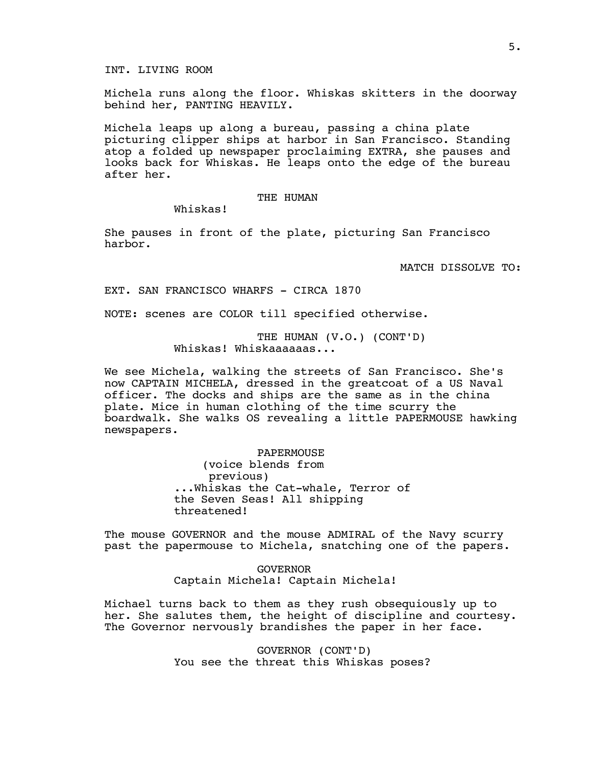INT. LIVING ROOM

Michela runs along the floor. Whiskas skitters in the doorway behind her, PANTING HEAVILY.

Michela leaps up along a bureau, passing a china plate picturing clipper ships at harbor in San Francisco. Standing atop a folded up newspaper proclaiming EXTRA, she pauses and looks back for Whiskas. He leaps onto the edge of the bureau after her.

THE HUMAN

Whiskas!

She pauses in front of the plate, picturing San Francisco harbor.

MATCH DISSOLVE TO:

EXT. SAN FRANCISCO WHARFS - CIRCA 1870

NOTE: scenes are COLOR till specified otherwise.

THE HUMAN (V.O.) (CONT'D)

Whiskas! Whiskaaaaaas...

We see Michela, walking the streets of San Francisco. She's now CAPTAIN MICHELA, dressed in the greatcoat of a US Naval officer. The docks and ships are the same as in the china plate. Mice in human clothing of the time scurry the boardwalk. She walks OS revealing a little PAPERMOUSE hawking newspapers.

PAPERMOUSE

(voice blends from previous)

...Whiskas the Cat-whale, Terror of the Seven Seas! All shipping threatened!

The mouse GOVERNOR and the mouse ADMIRAL of the Navy scurry past the papermouse to Michela, snatching one of the papers.

GOVERNOR

Captain Michela! Captain Michela!

Michael turns back to them as they rush obsequiously up to her. She salutes them, the height of discipline and courtesy. The Governor nervously brandishes the paper in her face.

GOVERNOR (CONT'D)

You see the threat this Whiskas poses?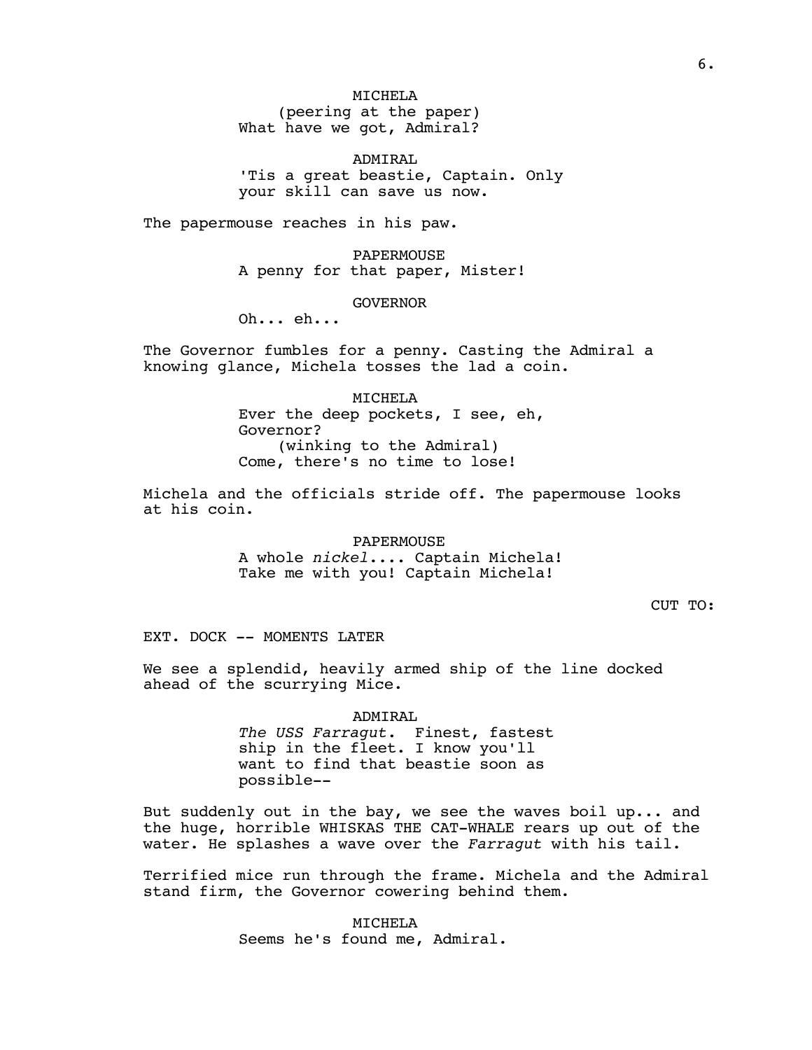MICHELA
(peering at the paper)
What have we got, Admiral?

ADMIRAL
'Tis a great beastie, Captain. Only your skill can save us now.

The papermouse reaches in his paw.

PAPERMOUSE
A penny for that paper, Mister!

GOVERNOR
Oh... eh...

The Governor fumbles for a penny. Casting the Admiral a knowing glance, Michela tosses the lad a coin.

MICHELA
Ever the deep pockets, I see, eh, Governor?
(winking to the Admiral)
Come, there's no time to lose!

Michela and the officials stride off. The papermouse looks at his coin.

PAPERMOUSE
A whole *nickel*.... Captain Michela! Take me with you! Captain Michela!

CUT TO:

EXT. DOCK -- MOMENTS LATER

We see a splendid, heavily armed ship of the line docked ahead of the scurrying Mice.

ADMIRAL
*The USS Farragut*. Finest, fastest ship in the fleet. I know you'll want to find that beastie soon as possible--

But suddenly out in the bay, we see the waves boil up... and the huge, horrible WHISKAS THE CAT-WHALE rears up out of the water. He splashes a wave over the *Farragut* with his tail.

Terrified mice run through the frame. Michela and the Admiral stand firm, the Governor cowering behind them.

MICHELA
Seems he's found me, Admiral.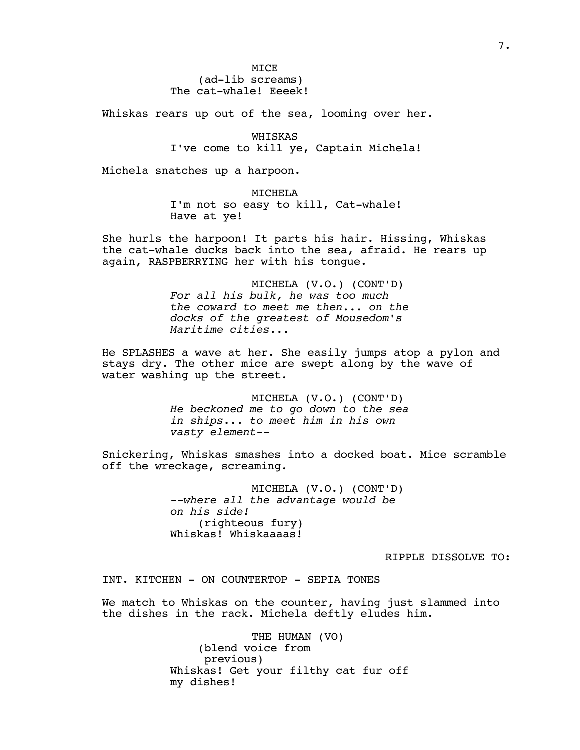MICE
(ad-lib screams)
The cat-whale! Eeeek!

Whiskas rears up out of the sea, looming over her.

WHISKAS
I've come to kill ye, Captain Michela!

Michela snatches up a harpoon.

MICHELA
I'm not so easy to kill, Cat-whale!
Have at ye!

She hurls the harpoon! It parts his hair. Hissing, Whiskas the cat-whale ducks back into the sea, afraid. He rears up again, RASPBERRYING her with his tongue.

MICHELA (V.O.) (CONT'D)
*For all his bulk, he was too much the coward to meet me then... on the docks of the greatest of Mousedom's Maritime cities...*

He SPLASHES a wave at her. She easily jumps atop a pylon and stays dry. The other mice are swept along by the wave of water washing up the street.

MICHELA (V.O.) (CONT'D)
*He beckoned me to go down to the sea in ships... to meet him in his own vasty element--*

Snickering, Whiskas smashes into a docked boat. Mice scramble off the wreckage, screaming.

MICHELA (V.O.) (CONT'D)
*--where all the advantage would be on his side!*
(righteous fury)
Whiskas! Whiskaaaas!

RIPPLE DISSOLVE TO:

INT. KITCHEN - ON COUNTERTOP - SEPIA TONES

We match to Whiskas on the counter, having just slammed into the dishes in the rack. Michela deftly eludes him.

THE HUMAN (VO)
(blend voice from previous)
Whiskas! Get your filthy cat fur off my dishes!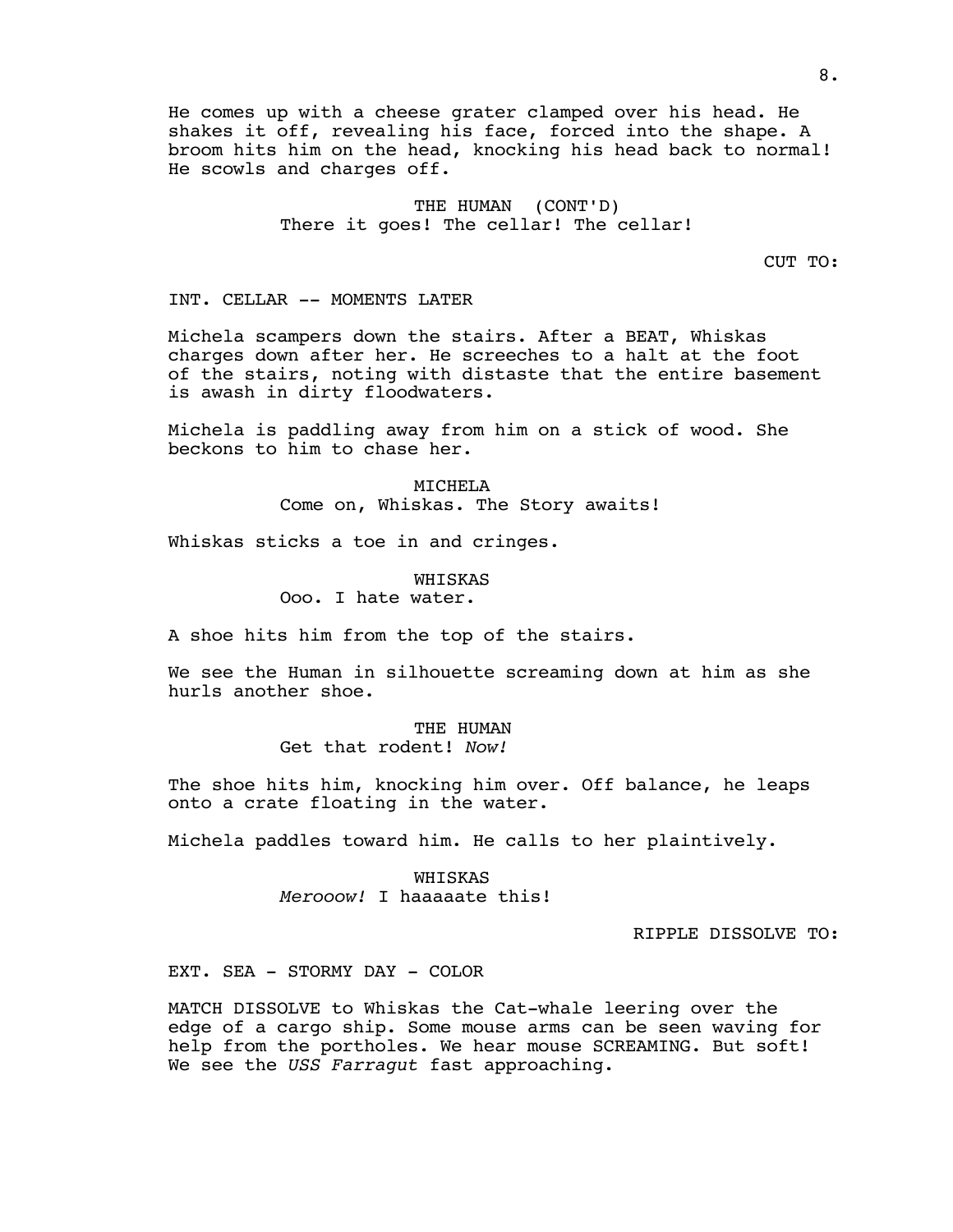He comes up with a cheese grater clamped over his head. He shakes it off, revealing his face, forced into the shape. A broom hits him on the head, knocking his head back to normal! He scowls and charges off.

THE HUMAN (CONT'D)
There it goes! The cellar! The cellar!

CUT TO:

INT. CELLAR -- MOMENTS LATER

Michela scampers down the stairs. After a BEAT, Whiskas charges down after her. He screeches to a halt at the foot of the stairs, noting with distaste that the entire basement is awash in dirty floodwaters.

Michela is paddling away from him on a stick of wood. She beckons to him to chase her.

MICHELA
Come on, Whiskas. The Story awaits!

Whiskas sticks a toe in and cringes.

WHISKAS
Ooo. I hate water.

A shoe hits him from the top of the stairs.

We see the Human in silhouette screaming down at him as she hurls another shoe.

THE HUMAN
Get that rodent! *Now!*

The shoe hits him, knocking him over. Off balance, he leaps onto a crate floating in the water.

Michela paddles toward him. He calls to her plaintively.

WHISKAS
*Merooow!* I haaaaate this!

RIPPLE DISSOLVE TO:

EXT. SEA - STORMY DAY - COLOR

MATCH DISSOLVE to Whiskas the Cat-whale leering over the edge of a cargo ship. Some mouse arms can be seen waving for help from the portholes. We hear mouse SCREAMING. But soft! We see the *USS Farragut* fast approaching.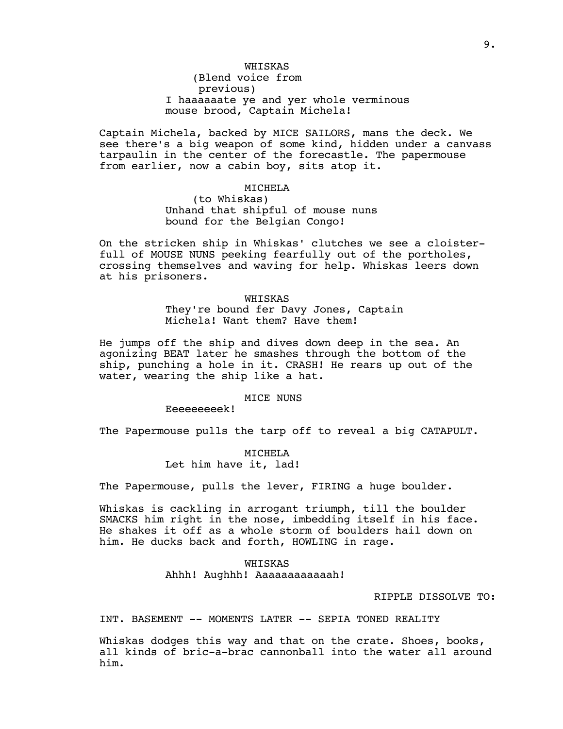WHISKAS
(Blend voice from previous)
I haaaaaate ye and yer whole verminous mouse brood, Captain Michela!

Captain Michela, backed by MICE SAILORS, mans the deck. We see there's a big weapon of some kind, hidden under a canvass tarpaulin in the center of the forecastle. The papermouse from earlier, now a cabin boy, sits atop it.

MICHELA
(to Whiskas)
Unhand that shipful of mouse nuns bound for the Belgian Congo!

On the stricken ship in Whiskas' clutches we see a cloister-full of MOUSE NUNS peeking fearfully out of the portholes, crossing themselves and waving for help. Whiskas leers down at his prisoners.

WHISKAS
They're bound fer Davy Jones, Captain Michela! Want them? Have them!

He jumps off the ship and dives down deep in the sea. An agonizing BEAT later he smashes through the bottom of the ship, punching a hole in it. CRASH! He rears up out of the water, wearing the ship like a hat.

MICE NUNS
Eeeeeeeeek!

The Papermouse pulls the tarp off to reveal a big CATAPULT.

MICHELA
Let him have it, lad!

The Papermouse, pulls the lever, FIRING a huge boulder.

Whiskas is cackling in arrogant triumph, till the boulder SMACKS him right in the nose, imbedding itself in his face. He shakes it off as a whole storm of boulders hail down on him. He ducks back and forth, HOWLING in rage.

WHISKAS
Ahhh! Aughhh! Aaaaaaaaaaaah!

RIPPLE DISSOLVE TO:

INT. BASEMENT -- MOMENTS LATER -- SEPIA TONED REALITY

Whiskas dodges this way and that on the crate. Shoes, books, all kinds of bric-a-brac cannonball into the water all around him.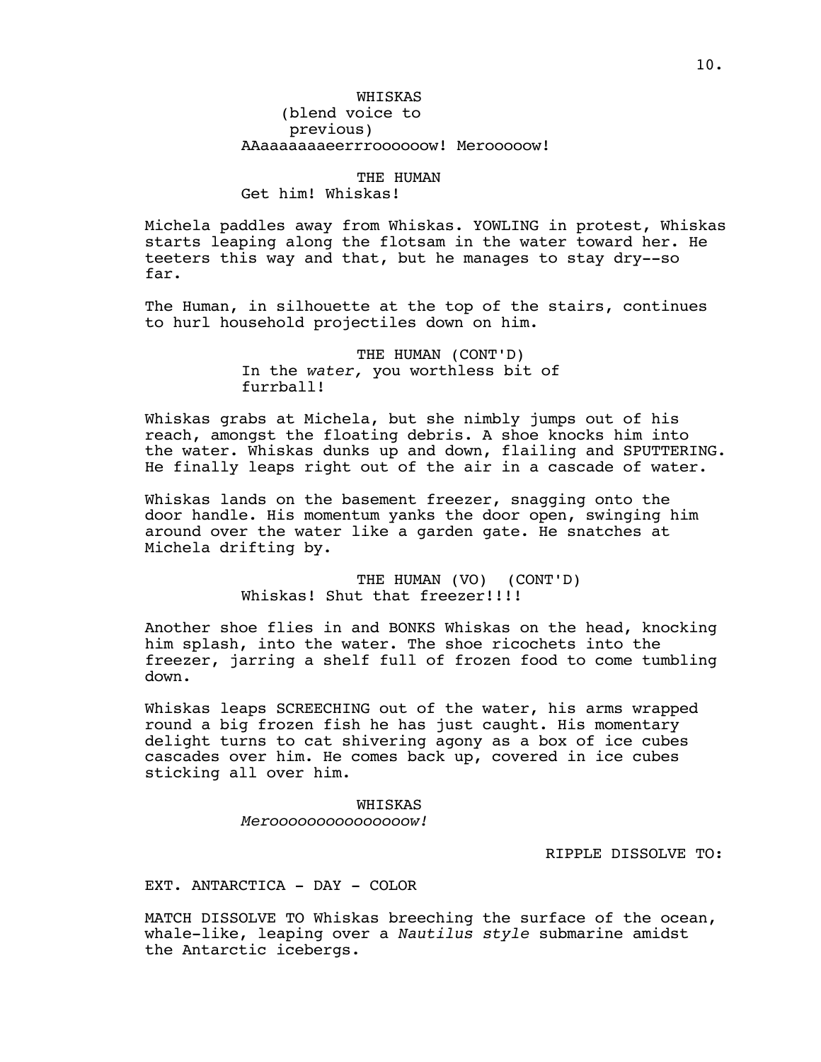WHISKAS
(blend voice to previous)
AAaaaaaaaeerrroooooow! Merooooow!

THE HUMAN
Get him! Whiskas!

Michela paddles away from Whiskas. YOWLING in protest, Whiskas starts leaping along the flotsam in the water toward her. He teeters this way and that, but he manages to stay dry--so far.

The Human, in silhouette at the top of the stairs, continues to hurl household projectiles down on him.

THE HUMAN (CONT'D)
In the *water,* you worthless bit of furrball!

Whiskas grabs at Michela, but she nimbly jumps out of his reach, amongst the floating debris. A shoe knocks him into the water. Whiskas dunks up and down, flailing and SPUTTERING. He finally leaps right out of the air in a cascade of water.

Whiskas lands on the basement freezer, snagging onto the door handle. His momentum yanks the door open, swinging him around over the water like a garden gate. He snatches at Michela drifting by.

THE HUMAN (VO) (CONT'D)
Whiskas! Shut that freezer!!!!

Another shoe flies in and BONKS Whiskas on the head, knocking him splash, into the water. The shoe ricochets into the freezer, jarring a shelf full of frozen food to come tumbling down.

Whiskas leaps SCREECHING out of the water, his arms wrapped round a big frozen fish he has just caught. His momentary delight turns to cat shivering agony as a box of ice cubes cascades over him. He comes back up, covered in ice cubes sticking all over him.

WHISKAS
*Merooooooooooooooow!*

RIPPLE DISSOLVE TO:

EXT. ANTARCTICA - DAY - COLOR

MATCH DISSOLVE TO Whiskas breeching the surface of the ocean, whale-like, leaping over a *Nautilus style* submarine amidst the Antarctic icebergs.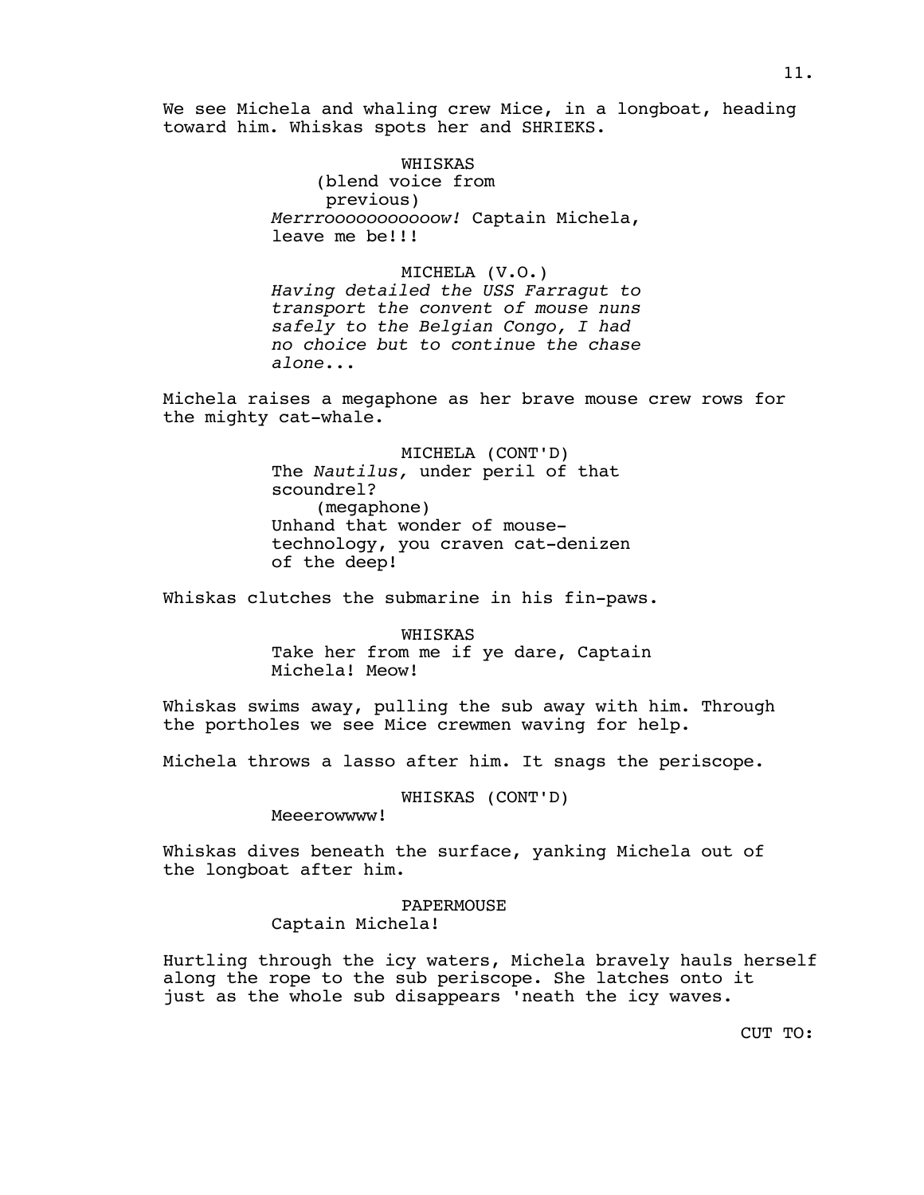We see Michela and whaling crew Mice, in a longboat, heading toward him. Whiskas spots her and SHRIEKS.

WHISKAS
(blend voice from previous)
*Merrrooooooooooow!* Captain Michela, leave me be!!!

MICHELA (V.O.)
*Having detailed the USS Farragut to transport the convent of mouse nuns safely to the Belgian Congo, I had no choice but to continue the chase alone...*

Michela raises a megaphone as her brave mouse crew rows for the mighty cat-whale.

MICHELA (CONT'D)
The *Nautilus,* under peril of that scoundrel?
(megaphone)
Unhand that wonder of mouse-technology, you craven cat-denizen of the deep!

Whiskas clutches the submarine in his fin-paws.

WHISKAS
Take her from me if ye dare, Captain Michela! Meow!

Whiskas swims away, pulling the sub away with him. Through the portholes we see Mice crewmen waving for help.

Michela throws a lasso after him. It snags the periscope.

WHISKAS (CONT'D)
Meeerowwww!

Whiskas dives beneath the surface, yanking Michela out of the longboat after him.

PAPERMOUSE
Captain Michela!

Hurtling through the icy waters, Michela bravely hauls herself along the rope to the sub periscope. She latches onto it just as the whole sub disappears 'neath the icy waves.

CUT TO: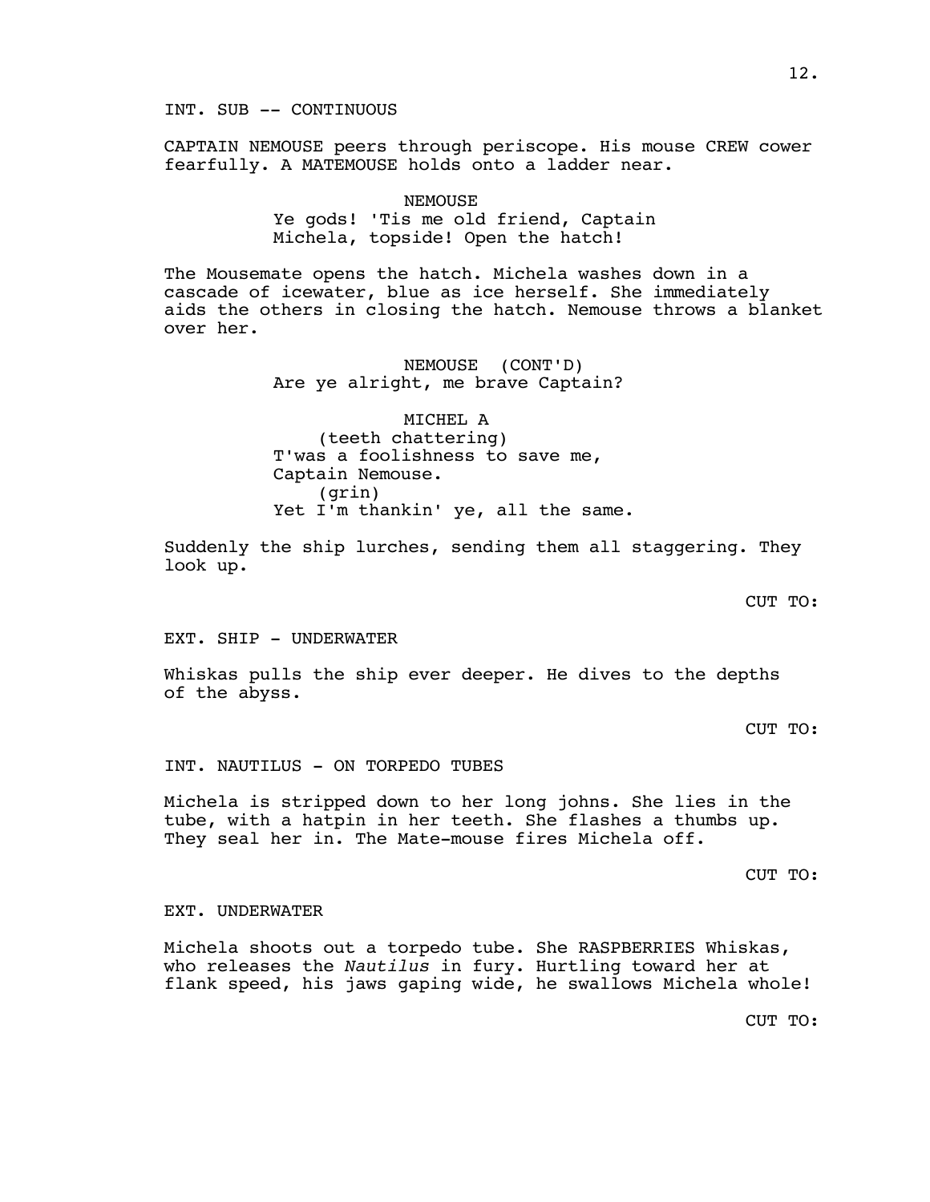INT. SUB -- CONTINUOUS

CAPTAIN NEMOUSE peers through periscope. His mouse CREW cower fearfully. A MATEMOUSE holds onto a ladder near.

NEMOUSE
Ye gods! 'Tis me old friend, Captain Michela, topside! Open the hatch!

The Mousemate opens the hatch. Michela washes down in a cascade of icewater, blue as ice herself. She immediately aids the others in closing the hatch. Nemouse throws a blanket over her.

NEMOUSE (CONT'D)
Are ye alright, me brave Captain?

MICHEL A
(teeth chattering)
T'was a foolishness to save me, Captain Nemouse.
(grin)
Yet I'm thankin' ye, all the same.

Suddenly the ship lurches, sending them all staggering. They look up.

CUT TO:

EXT. SHIP - UNDERWATER

Whiskas pulls the ship ever deeper. He dives to the depths of the abyss.

CUT TO:

INT. NAUTILUS - ON TORPEDO TUBES

Michela is stripped down to her long johns. She lies in the tube, with a hatpin in her teeth. She flashes a thumbs up. They seal her in. The Mate-mouse fires Michela off.

CUT TO:

EXT. UNDERWATER

Michela shoots out a torpedo tube. She RASPBERRIES Whiskas, who releases the *Nautilus* in fury. Hurtling toward her at flank speed, his jaws gaping wide, he swallows Michela whole!

CUT TO: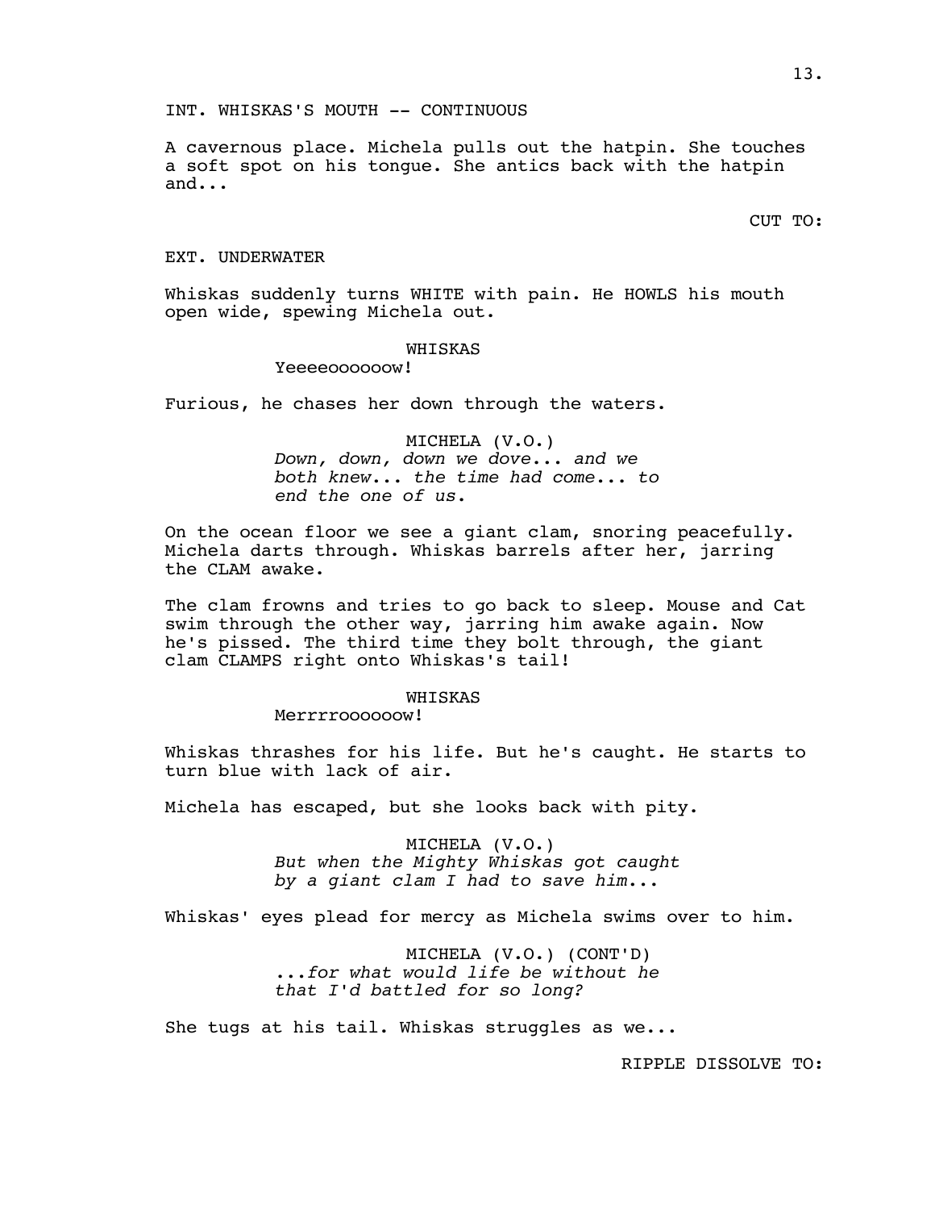INT. WHISKAS'S MOUTH -- CONTINUOUS

A cavernous place. Michela pulls out the hatpin. She touches a soft spot on his tongue. She antics back with the hatpin and...

CUT TO:

EXT. UNDERWATER

Whiskas suddenly turns WHITE with pain. He HOWLS his mouth open wide, spewing Michela out.

WHISKAS
Yeeeeoooooow!

Furious, he chases her down through the waters.

MICHELA (V.O.)
*Down, down, down we dove... and we both knew... the time had come... to end the one of us.*

On the ocean floor we see a giant clam, snoring peacefully. Michela darts through. Whiskas barrels after her, jarring the CLAM awake.

The clam frowns and tries to go back to sleep. Mouse and Cat swim through the other way, jarring him awake again. Now he's pissed. The third time they bolt through, the giant clam CLAMPS right onto Whiskas's tail!

WHISKAS
Merrrroooooow!

Whiskas thrashes for his life. But he's caught. He starts to turn blue with lack of air.

Michela has escaped, but she looks back with pity.

MICHELA (V.O.)
*But when the Mighty Whiskas got caught by a giant clam I had to save him...*

Whiskas' eyes plead for mercy as Michela swims over to him.

MICHELA (V.O.) (CONT'D)
*...for what would life be without he that I'd battled for so long?*

She tugs at his tail. Whiskas struggles as we...

RIPPLE DISSOLVE TO: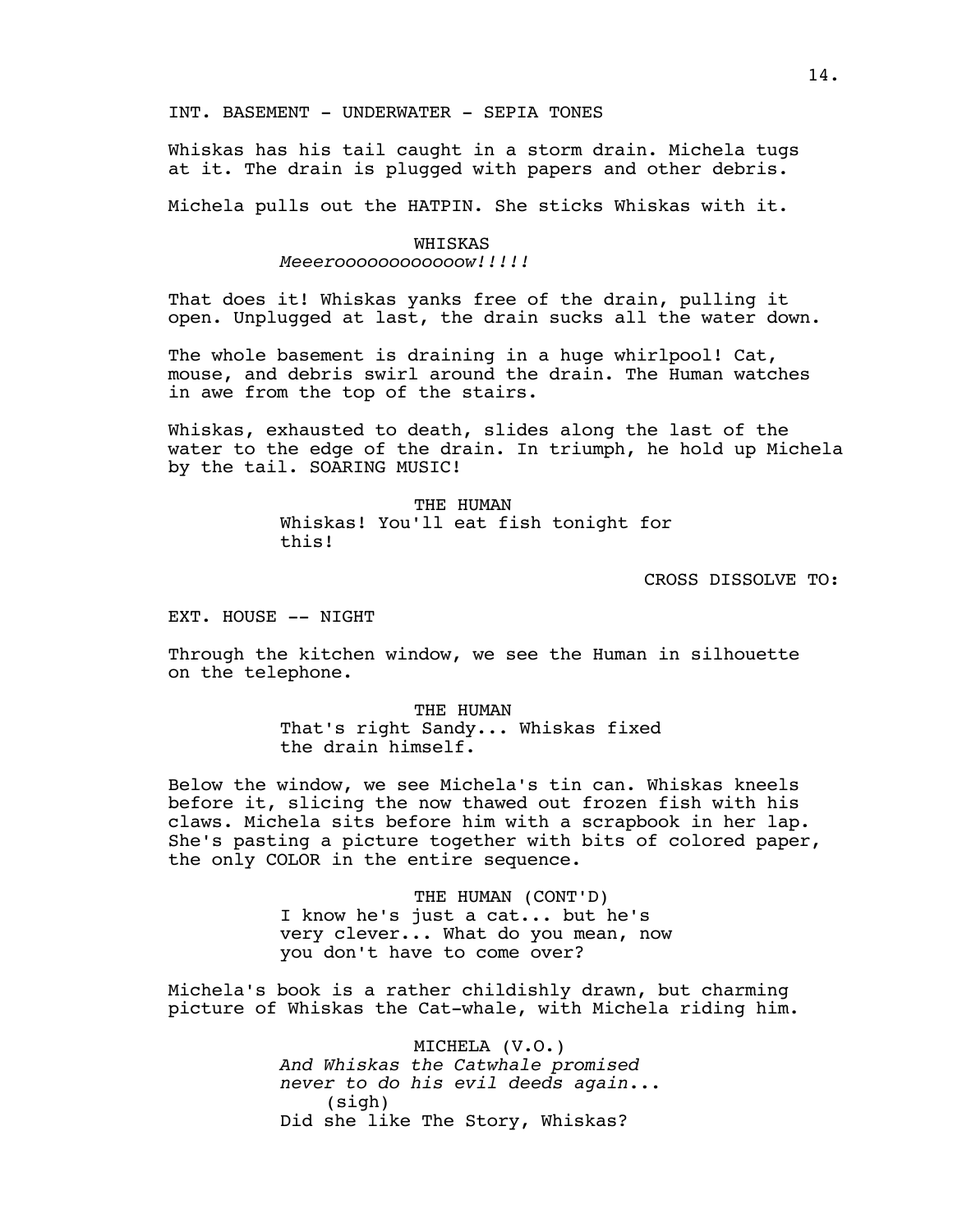INT. BASEMENT - UNDERWATER - SEPIA TONES

Whiskas has his tail caught in a storm drain. Michela tugs at it. The drain is plugged with papers and other debris.

Michela pulls out the HATPIN. She sticks Whiskas with it.

WHISKAS
*Meeeroooooooooooow!!!!!*

That does it! Whiskas yanks free of the drain, pulling it open. Unplugged at last, the drain sucks all the water down.

The whole basement is draining in a huge whirlpool! Cat, mouse, and debris swirl around the drain. The Human watches in awe from the top of the stairs.

Whiskas, exhausted to death, slides along the last of the water to the edge of the drain. In triumph, he hold up Michela by the tail. SOARING MUSIC!

THE HUMAN
Whiskas! You'll eat fish tonight for this!

CROSS DISSOLVE TO:

EXT. HOUSE -- NIGHT

Through the kitchen window, we see the Human in silhouette on the telephone.

THE HUMAN
That's right Sandy... Whiskas fixed the drain himself.

Below the window, we see Michela's tin can. Whiskas kneels before it, slicing the now thawed out frozen fish with his claws. Michela sits before him with a scrapbook in her lap. She's pasting a picture together with bits of colored paper, the only COLOR in the entire sequence.

THE HUMAN (CONT'D)
I know he's just a cat... but he's very clever... What do you mean, now you don't have to come over?

Michela's book is a rather childishly drawn, but charming picture of Whiskas the Cat-whale, with Michela riding him.

MICHELA (V.O.)
*And Whiskas the Catwhale promised never to do his evil deeds again*...
(sigh)
Did she like The Story, Whiskas?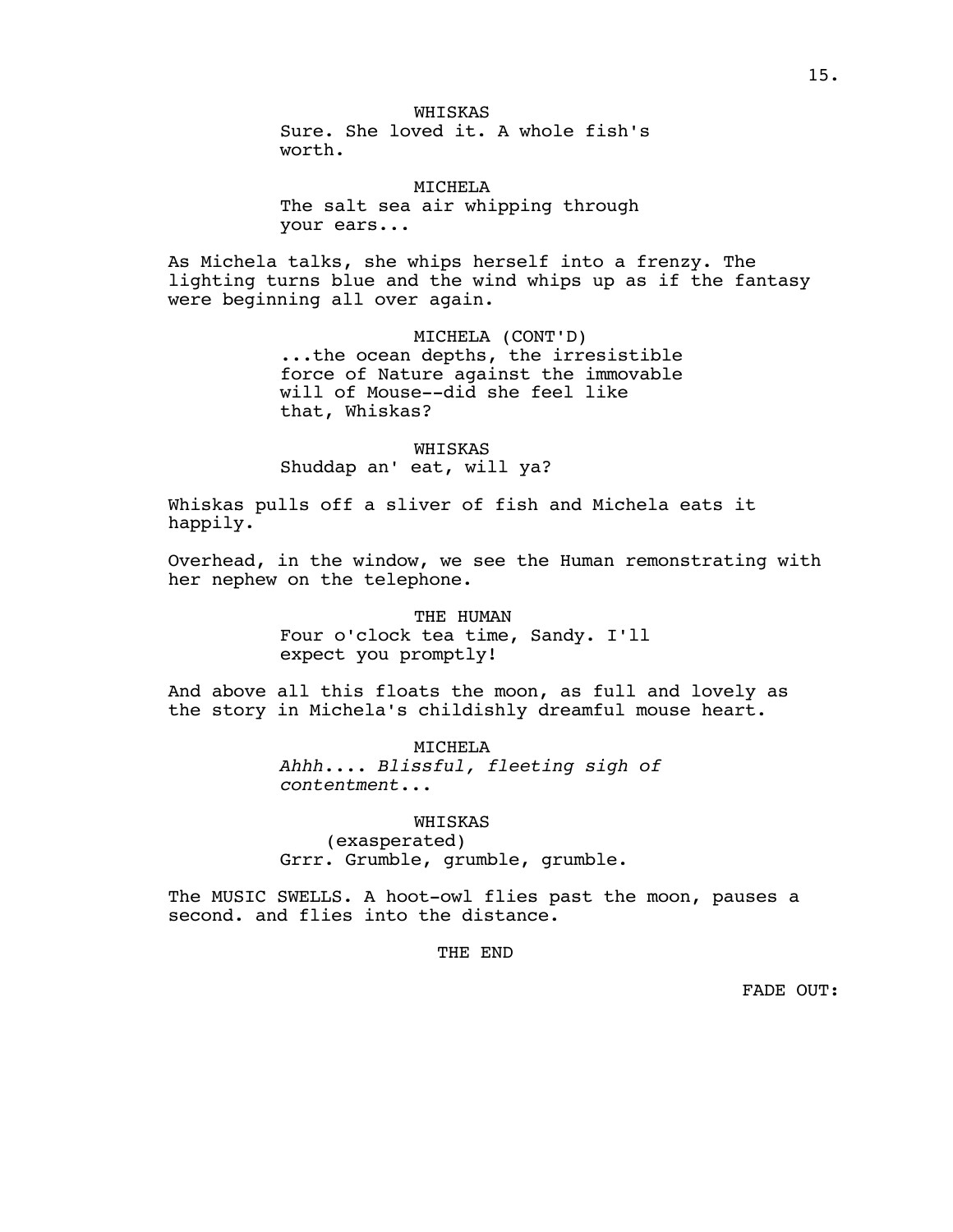WHISKAS

Sure. She loved it. A whole fish's worth.

MICHELA

The salt sea air whipping through your ears...

As Michela talks, she whips herself into a frenzy. The lighting turns blue and the wind whips up as if the fantasy were beginning all over again.

MICHELA (CONT'D)

...the ocean depths, the irresistible force of Nature against the immovable will of Mouse--did she feel like that, Whiskas?

WHISKAS

Shuddap an' eat, will ya?

Whiskas pulls off a sliver of fish and Michela eats it happily.

Overhead, in the window, we see the Human remonstrating with her nephew on the telephone.

THE HUMAN

Four o'clock tea time, Sandy. I'll expect you promptly!

And above all this floats the moon, as full and lovely as the story in Michela's childishly dreamful mouse heart.

MICHELA

*Ahhh*.... *Blissful, fleeting sigh of contentment*...

WHISKAS

(exasperated)

Grrr. Grumble, grumble, grumble.

The MUSIC SWELLS. A hoot-owl flies past the moon, pauses a second. and flies into the distance.

THE END

FADE OUT: